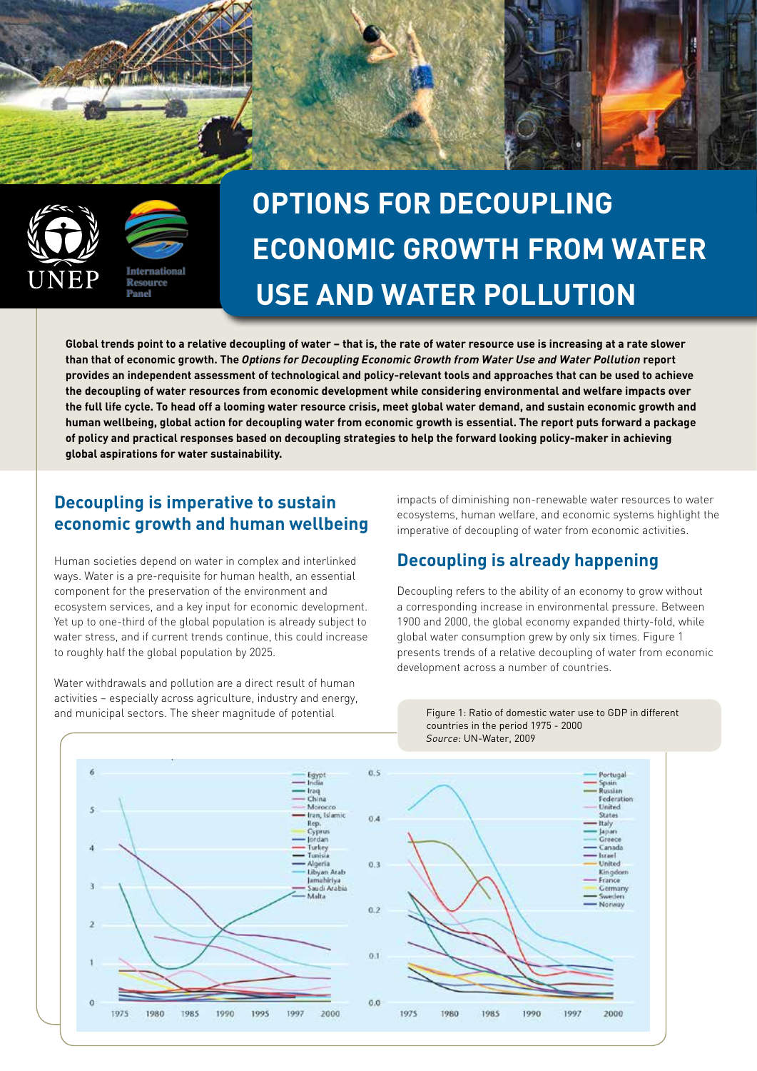# OPTIONS FOR DECOUPLING ECONOMIC GROWTH FROM WATER USE AND WATER POLLUTION

**Global trends point to a relative decoupling of water – that is, the rate of water resource use is increasing at a rate slower than that of economic growth. The *Options for Decoupling Economic Growth from Water Use and Water Pollution* report provides an independent assessment of technological and policy-relevant tools and approaches that can be used to achieve the decoupling of water resources from economic development while considering environmental and welfare impacts over the full life cycle. To head off a looming water resource crisis, meet global water demand, and sustain economic growth and human wellbeing, global action for decoupling water from economic growth is essential. The report puts forward a package of policy and practical responses based on decoupling strategies to help the forward looking policy-maker in achieving global aspirations for water sustainability.**

## Decoupling is imperative to sustain economic growth and human wellbeing

Human societies depend on water in complex and interlinked ways. Water is a pre-requisite for human health, an essential component for the preservation of the environment and ecosystem services, and a key input for economic development. Yet up to one-third of the global population is already subject to water stress, and if current trends continue, this could increase to roughly half the global population by 2025.

Water withdrawals and pollution are a direct result of human activities – especially across agriculture, industry and energy, and municipal sectors. The sheer magnitude of potential impacts of diminishing non-renewable water resources to water ecosystems, human welfare, and economic systems highlight the imperative of decoupling of water from economic activities.

## Decoupling is already happening

Decoupling refers to the ability of an economy to grow without a corresponding increase in environmental pressure. Between 1900 and 2000, the global economy expanded thirty-fold, while global water consumption grew by only six times. Figure 1 presents trends of a relative decoupling of water from economic development across a number of countries.

Figure 1: Ratio of domestic water use to GDP in different countries in the period 1975 - 2000
*Source*: UN-Water, 2009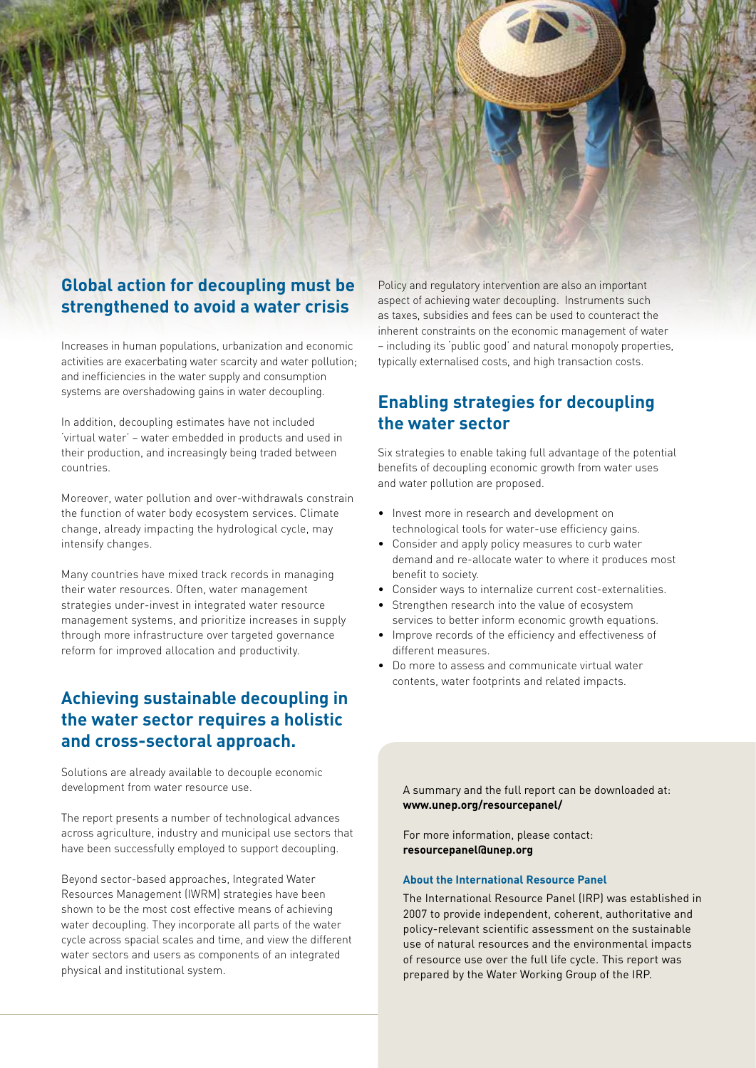## Global action for decoupling must be strengthened to avoid a water crisis

Increases in human populations, urbanization and economic activities are exacerbating water scarcity and water pollution; and inefficiencies in the water supply and consumption systems are overshadowing gains in water decoupling.

In addition, decoupling estimates have not included 'virtual water' – water embedded in products and used in their production, and increasingly being traded between countries.

Moreover, water pollution and over-withdrawals constrain the function of water body ecosystem services. Climate change, already impacting the hydrological cycle, may intensify changes.

Many countries have mixed track records in managing their water resources. Often, water management strategies under-invest in integrated water resource management systems, and prioritize increases in supply through more infrastructure over targeted governance reform for improved allocation and productivity.

## Achieving sustainable decoupling in the water sector requires a holistic and cross-sectoral approach.

Solutions are already available to decouple economic development from water resource use.

The report presents a number of technological advances across agriculture, industry and municipal use sectors that have been successfully employed to support decoupling.

Beyond sector-based approaches, Integrated Water Resources Management (IWRM) strategies have been shown to be the most cost effective means of achieving water decoupling. They incorporate all parts of the water cycle across spacial scales and time, and view the different water sectors and users as components of an integrated physical and institutional system.

Policy and regulatory intervention are also an important aspect of achieving water decoupling. Instruments such as taxes, subsidies and fees can be used to counteract the inherent constraints on the economic management of water – including its 'public good' and natural monopoly properties, typically externalised costs, and high transaction costs.

## Enabling strategies for decoupling the water sector

Six strategies to enable taking full advantage of the potential benefits of decoupling economic growth from water uses and water pollution are proposed.

- Invest more in research and development on technological tools for water-use efficiency gains.
- Consider and apply policy measures to curb water demand and re-allocate water to where it produces most benefit to society.
- Consider ways to internalize current cost-externalities.
- Strengthen research into the value of ecosystem services to better inform economic growth equations.
- Improve records of the efficiency and effectiveness of different measures.
- Do more to assess and communicate virtual water contents, water footprints and related impacts.

A summary and the full report can be downloaded at: **www.unep.org/resourcepanel/**

For more information, please contact: **resourcepanel@unep.org**

#### About the International Resource Panel

The International Resource Panel (IRP) was established in 2007 to provide independent, coherent, authoritative and policy-relevant scientific assessment on the sustainable use of natural resources and the environmental impacts of resource use over the full life cycle. This report was prepared by the Water Working Group of the IRP.